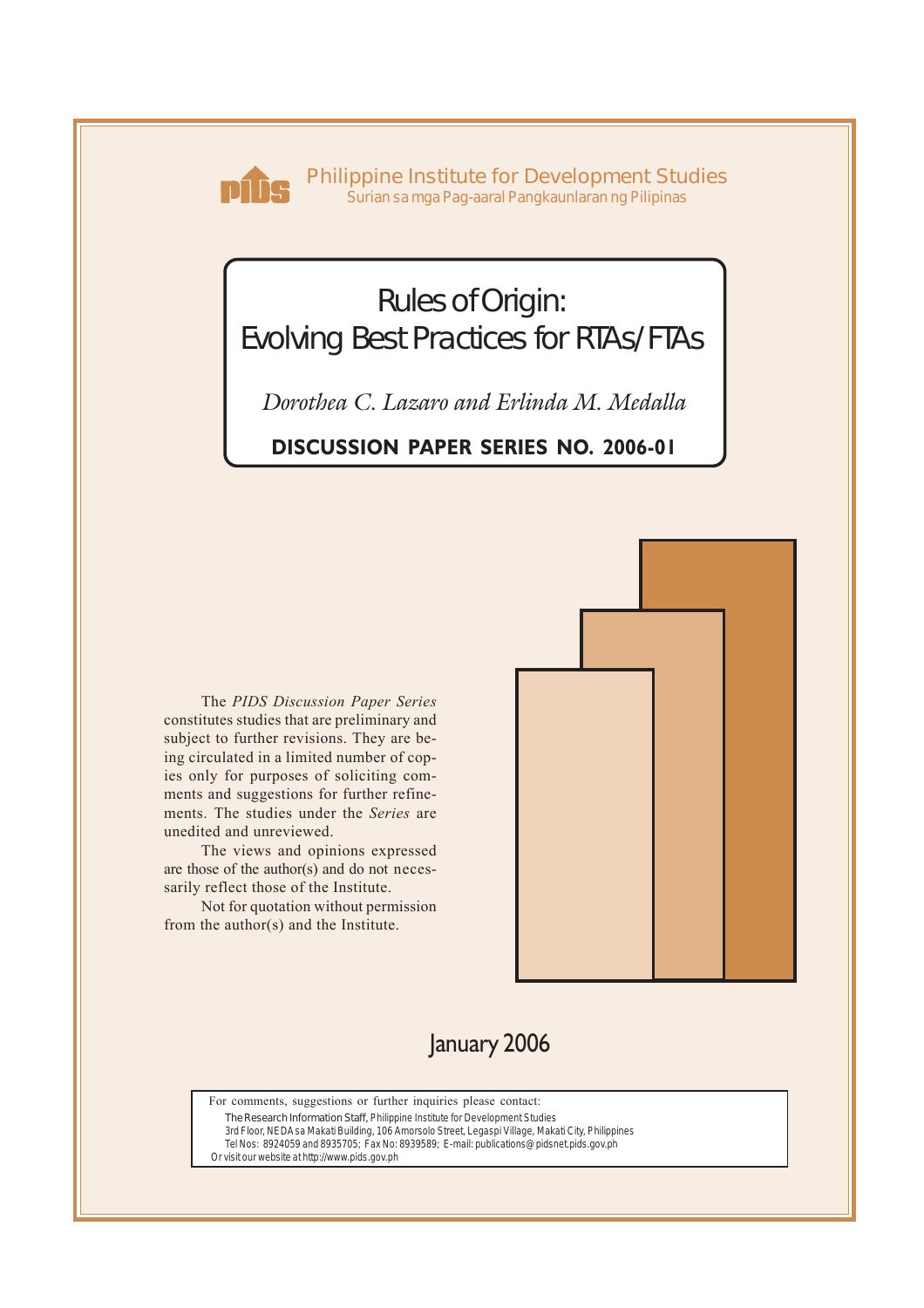Philippine Institute for Development Studies
Surian sa mga Pag-aaral Pangkaunlaran ng Pilipinas

# Rules of Origin: Evolving Best Practices for RTAs/FTAs

*Dorothea C. Lazaro and Erlinda M. Medalla*

**DISCUSSION PAPER SERIES NO. 2006-01**

The *PIDS Discussion Paper Series* constitutes studies that are preliminary and subject to further revisions. They are being circulated in a limited number of copies only for purposes of soliciting comments and suggestions for further refinements. The studies under the *Series* are unedited and unreviewed.

The views and opinions expressed are those of the author(s) and do not necessarily reflect those of the Institute.

Not for quotation without permission from the author(s) and the Institute.

January 2006

For comments, suggestions or further inquiries please contact:

The Research Information Staff, Philippine Institute for Development Studies
3rd Floor, NEDA sa Makati Building, 106 Amorsolo Street, Legaspi Village, Makati City, Philippines
Tel Nos: 8924059 and 8935705; Fax No: 8939589; E-mail: publications@pidsnet.pids.gov.ph
Or visit our website at http://www.pids.gov.ph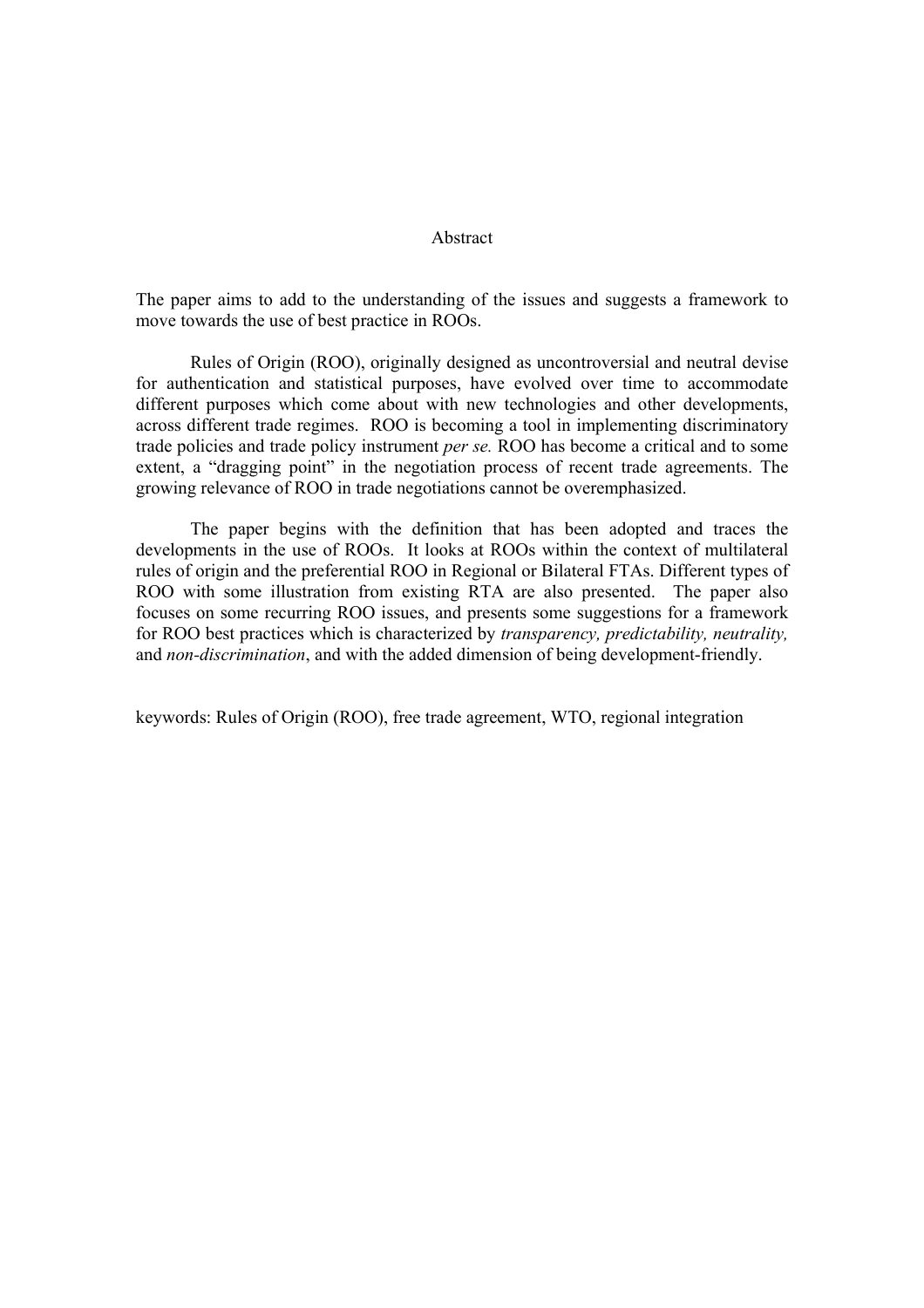## Abstract

The paper aims to add to the understanding of the issues and suggests a framework to move towards the use of best practice in ROOs.

Rules of Origin (ROO), originally designed as uncontroversial and neutral devise for authentication and statistical purposes, have evolved over time to accommodate different purposes which come about with new technologies and other developments, across different trade regimes. ROO is becoming a tool in implementing discriminatory trade policies and trade policy instrument *per se.* ROO has become a critical and to some extent, a "dragging point" in the negotiation process of recent trade agreements. The growing relevance of ROO in trade negotiations cannot be overemphasized.

The paper begins with the definition that has been adopted and traces the developments in the use of ROOs. It looks at ROOs within the context of multilateral rules of origin and the preferential ROO in Regional or Bilateral FTAs. Different types of ROO with some illustration from existing RTA are also presented. The paper also focuses on some recurring ROO issues, and presents some suggestions for a framework for ROO best practices which is characterized by *transparency, predictability, neutrality,* and *non-discrimination*, and with the added dimension of being development-friendly.

keywords: Rules of Origin (ROO), free trade agreement, WTO, regional integration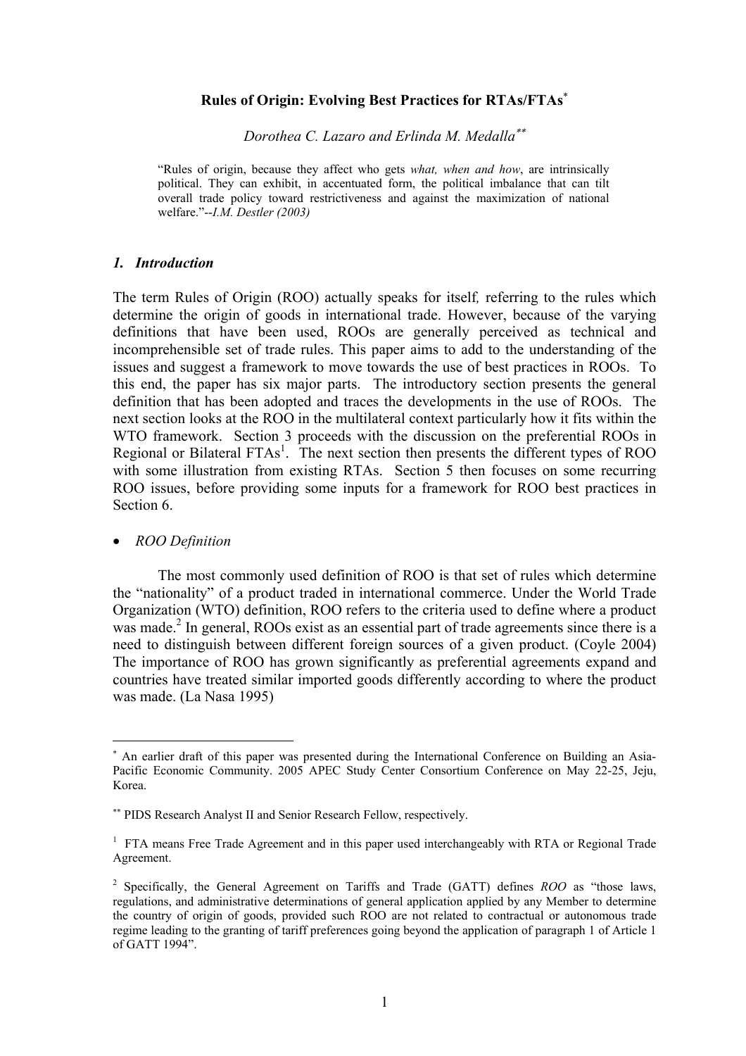## Rules of Origin: Evolving Best Practices for RTAs/FTAs[*]

*Dorothea C. Lazaro and Erlinda M. Medalla*[**]

> "Rules of origin, because they affect who gets *what, when and how*, are intrinsically political. They can exhibit, in accentuated form, the political imbalance that can tilt overall trade policy toward restrictiveness and against the maximization of national welfare."--*I.M. Destler (2003)*

### *1. Introduction*

The term Rules of Origin (ROO) actually speaks for itself*,* referring to the rules which determine the origin of goods in international trade. However, because of the varying definitions that have been used, ROOs are generally perceived as technical and incomprehensible set of trade rules. This paper aims to add to the understanding of the issues and suggest a framework to move towards the use of best practices in ROOs. To this end, the paper has six major parts. The introductory section presents the general definition that has been adopted and traces the developments in the use of ROOs. The next section looks at the ROO in the multilateral context particularly how it fits within the WTO framework. Section 3 proceeds with the discussion on the preferential ROOs in Regional or Bilateral FTAs[1]. The next section then presents the different types of ROO with some illustration from existing RTAs. Section 5 then focuses on some recurring ROO issues, before providing some inputs for a framework for ROO best practices in Section 6.

- *ROO Definition*

The most commonly used definition of ROO is that set of rules which determine the "nationality" of a product traded in international commerce. Under the World Trade Organization (WTO) definition, ROO refers to the criteria used to define where a product was made.[2] In general, ROOs exist as an essential part of trade agreements since there is a need to distinguish between different foreign sources of a given product. (Coyle 2004) The importance of ROO has grown significantly as preferential agreements expand and countries have treated similar imported goods differently according to where the product was made. (La Nasa 1995)

---

[*] An earlier draft of this paper was presented during the International Conference on Building an Asia-Pacific Economic Community. 2005 APEC Study Center Consortium Conference on May 22-25, Jeju, Korea.

[**] PIDS Research Analyst II and Senior Research Fellow, respectively.

[1] FTA means Free Trade Agreement and in this paper used interchangeably with RTA or Regional Trade Agreement.

[2] Specifically, the General Agreement on Tariffs and Trade (GATT) defines *ROO* as "those laws, regulations, and administrative determinations of general application applied by any Member to determine the country of origin of goods, provided such ROO are not related to contractual or autonomous trade regime leading to the granting of tariff preferences going beyond the application of paragraph 1 of Article 1 of GATT 1994".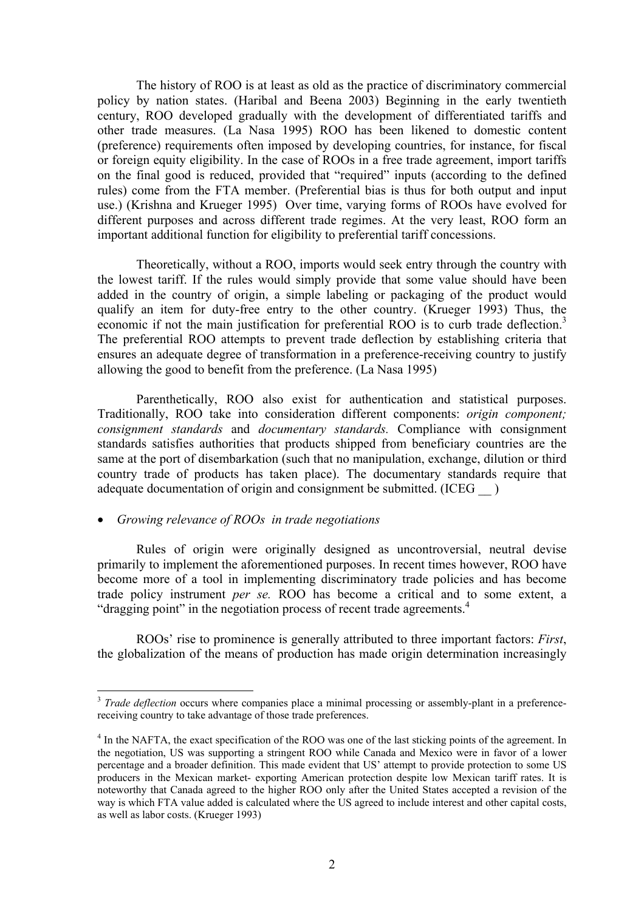The history of ROO is at least as old as the practice of discriminatory commercial policy by nation states. (Haribal and Beena 2003) Beginning in the early twentieth century, ROO developed gradually with the development of differentiated tariffs and other trade measures. (La Nasa 1995) ROO has been likened to domestic content (preference) requirements often imposed by developing countries, for instance, for fiscal or foreign equity eligibility. In the case of ROOs in a free trade agreement, import tariffs on the final good is reduced, provided that "required" inputs (according to the defined rules) come from the FTA member. (Preferential bias is thus for both output and input use.) (Krishna and Krueger 1995) Over time, varying forms of ROOs have evolved for different purposes and across different trade regimes. At the very least, ROO form an important additional function for eligibility to preferential tariff concessions.

Theoretically, without a ROO, imports would seek entry through the country with the lowest tariff. If the rules would simply provide that some value should have been added in the country of origin, a simple labeling or packaging of the product would qualify an item for duty-free entry to the other country. (Krueger 1993) Thus, the economic if not the main justification for preferential ROO is to curb trade deflection.[3] The preferential ROO attempts to prevent trade deflection by establishing criteria that ensures an adequate degree of transformation in a preference-receiving country to justify allowing the good to benefit from the preference. (La Nasa 1995)

Parenthetically, ROO also exist for authentication and statistical purposes. Traditionally, ROO take into consideration different components: *origin component; consignment standards* and *documentary standards.* Compliance with consignment standards satisfies authorities that products shipped from beneficiary countries are the same at the port of disembarkation (such that no manipulation, exchange, dilution or third country trade of products has taken place). The documentary standards require that adequate documentation of origin and consignment be submitted. (ICEG __ )

- *Growing relevance of ROOs in trade negotiations*

Rules of origin were originally designed as uncontroversial, neutral devise primarily to implement the aforementioned purposes. In recent times however, ROO have become more of a tool in implementing discriminatory trade policies and has become trade policy instrument *per se.* ROO has become a critical and to some extent, a "dragging point" in the negotiation process of recent trade agreements.[4]

ROOs' rise to prominence is generally attributed to three important factors: *First*, the globalization of the means of production has made origin determination increasingly

---

[3] *Trade deflection* occurs where companies place a minimal processing or assembly-plant in a preference-receiving country to take advantage of those trade preferences.

[4] In the NAFTA, the exact specification of the ROO was one of the last sticking points of the agreement. In the negotiation, US was supporting a stringent ROO while Canada and Mexico were in favor of a lower percentage and a broader definition. This made evident that US' attempt to provide protection to some US producers in the Mexican market- exporting American protection despite low Mexican tariff rates. It is noteworthy that Canada agreed to the higher ROO only after the United States accepted a revision of the way is which FTA value added is calculated where the US agreed to include interest and other capital costs, as well as labor costs. (Krueger 1993)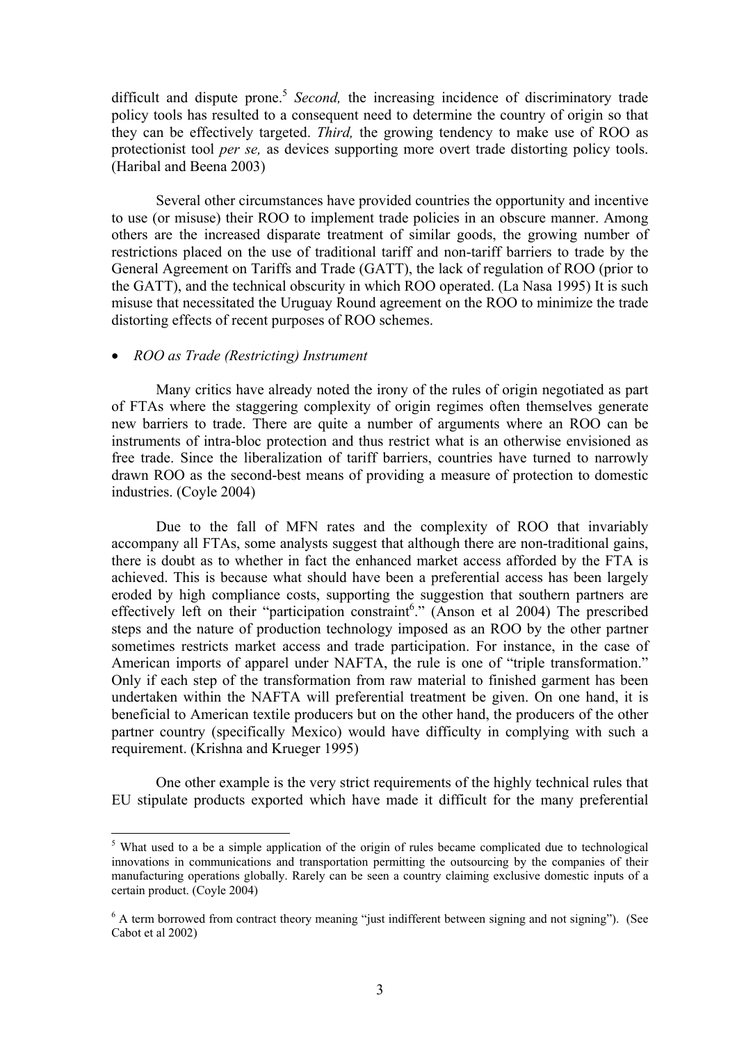difficult and dispute prone.[5] *Second,* the increasing incidence of discriminatory trade policy tools has resulted to a consequent need to determine the country of origin so that they can be effectively targeted. *Third,* the growing tendency to make use of ROO as protectionist tool *per se,* as devices supporting more overt trade distorting policy tools. (Haribal and Beena 2003)

Several other circumstances have provided countries the opportunity and incentive to use (or misuse) their ROO to implement trade policies in an obscure manner. Among others are the increased disparate treatment of similar goods, the growing number of restrictions placed on the use of traditional tariff and non-tariff barriers to trade by the General Agreement on Tariffs and Trade (GATT), the lack of regulation of ROO (prior to the GATT), and the technical obscurity in which ROO operated. (La Nasa 1995) It is such misuse that necessitated the Uruguay Round agreement on the ROO to minimize the trade distorting effects of recent purposes of ROO schemes.

- *ROO as Trade (Restricting) Instrument*

Many critics have already noted the irony of the rules of origin negotiated as part of FTAs where the staggering complexity of origin regimes often themselves generate new barriers to trade. There are quite a number of arguments where an ROO can be instruments of intra-bloc protection and thus restrict what is an otherwise envisioned as free trade. Since the liberalization of tariff barriers, countries have turned to narrowly drawn ROO as the second-best means of providing a measure of protection to domestic industries. (Coyle 2004)

Due to the fall of MFN rates and the complexity of ROO that invariably accompany all FTAs, some analysts suggest that although there are non-traditional gains, there is doubt as to whether in fact the enhanced market access afforded by the FTA is achieved. This is because what should have been a preferential access has been largely eroded by high compliance costs, supporting the suggestion that southern partners are effectively left on their "participation constraint[6]." (Anson et al 2004) The prescribed steps and the nature of production technology imposed as an ROO by the other partner sometimes restricts market access and trade participation. For instance, in the case of American imports of apparel under NAFTA, the rule is one of "triple transformation." Only if each step of the transformation from raw material to finished garment has been undertaken within the NAFTA will preferential treatment be given. On one hand, it is beneficial to American textile producers but on the other hand, the producers of the other partner country (specifically Mexico) would have difficulty in complying with such a requirement. (Krishna and Krueger 1995)

One other example is the very strict requirements of the highly technical rules that EU stipulate products exported which have made it difficult for the many preferential

[5] What used to a be a simple application of the origin of rules became complicated due to technological innovations in communications and transportation permitting the outsourcing by the companies of their manufacturing operations globally. Rarely can be seen a country claiming exclusive domestic inputs of a certain product. (Coyle 2004)

[6] A term borrowed from contract theory meaning "just indifferent between signing and not signing"). (See Cabot et al 2002)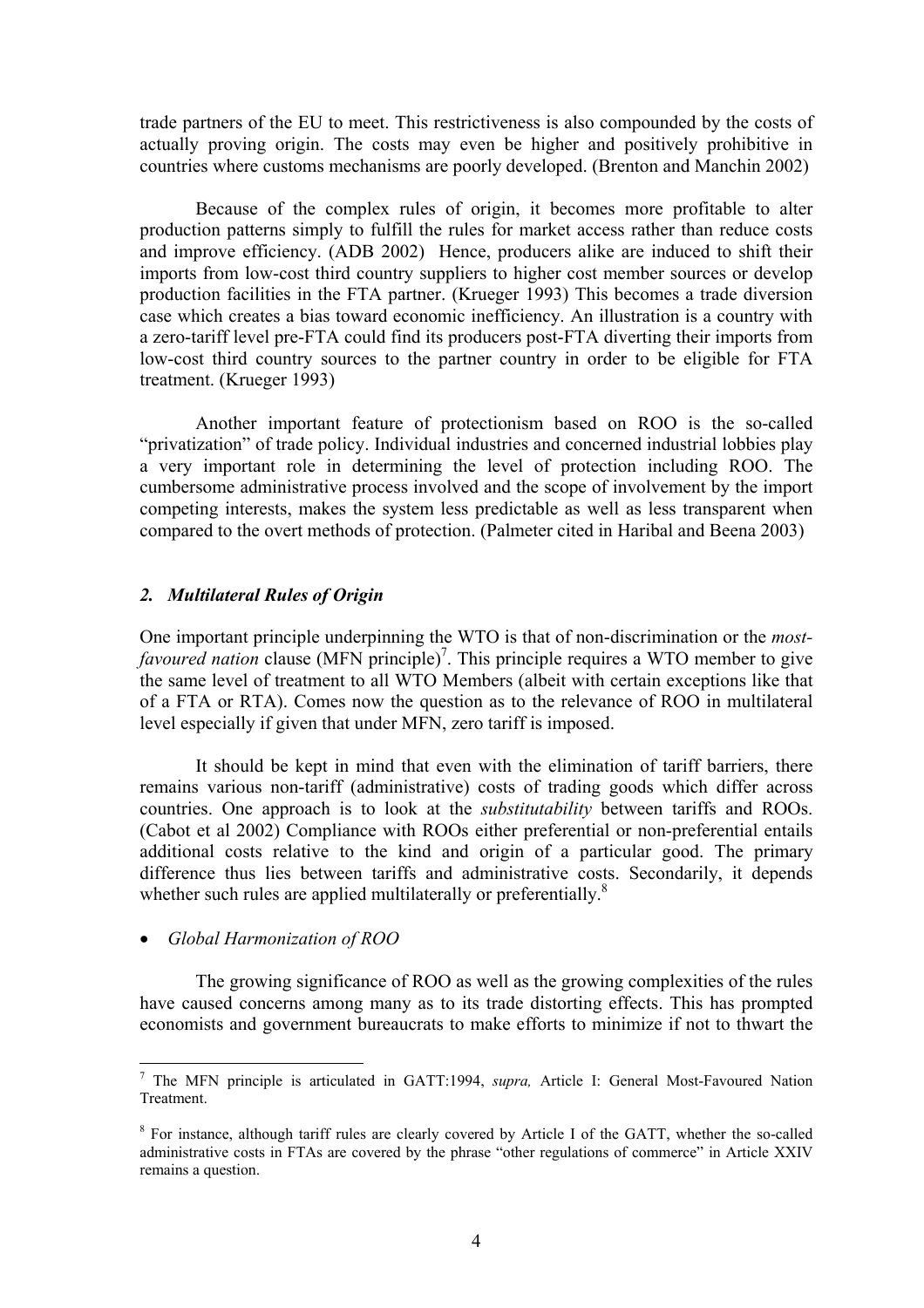trade partners of the EU to meet. This restrictiveness is also compounded by the costs of actually proving origin. The costs may even be higher and positively prohibitive in countries where customs mechanisms are poorly developed. (Brenton and Manchin 2002)

Because of the complex rules of origin, it becomes more profitable to alter production patterns simply to fulfill the rules for market access rather than reduce costs and improve efficiency. (ADB 2002) Hence, producers alike are induced to shift their imports from low-cost third country suppliers to higher cost member sources or develop production facilities in the FTA partner. (Krueger 1993) This becomes a trade diversion case which creates a bias toward economic inefficiency. An illustration is a country with a zero-tariff level pre-FTA could find its producers post-FTA diverting their imports from low-cost third country sources to the partner country in order to be eligible for FTA treatment. (Krueger 1993)

Another important feature of protectionism based on ROO is the so-called "privatization" of trade policy. Individual industries and concerned industrial lobbies play a very important role in determining the level of protection including ROO. The cumbersome administrative process involved and the scope of involvement by the import competing interests, makes the system less predictable as well as less transparent when compared to the overt methods of protection. (Palmeter cited in Haribal and Beena 2003)

### *2. Multilateral Rules of Origin*

One important principle underpinning the WTO is that of non-discrimination or the *most-favoured nation* clause (MFN principle)[7]. This principle requires a WTO member to give the same level of treatment to all WTO Members (albeit with certain exceptions like that of a FTA or RTA). Comes now the question as to the relevance of ROO in multilateral level especially if given that under MFN, zero tariff is imposed.

It should be kept in mind that even with the elimination of tariff barriers, there remains various non-tariff (administrative) costs of trading goods which differ across countries. One approach is to look at the *substitutability* between tariffs and ROOs. (Cabot et al 2002) Compliance with ROOs either preferential or non-preferential entails additional costs relative to the kind and origin of a particular good. The primary difference thus lies between tariffs and administrative costs. Secondarily, it depends whether such rules are applied multilaterally or preferentially.[8]

- *Global Harmonization of ROO*

The growing significance of ROO as well as the growing complexities of the rules have caused concerns among many as to its trade distorting effects. This has prompted economists and government bureaucrats to make efforts to minimize if not to thwart the

---

[7] The MFN principle is articulated in GATT:1994, *supra,* Article I: General Most-Favoured Nation Treatment.

[8] For instance, although tariff rules are clearly covered by Article I of the GATT, whether the so-called administrative costs in FTAs are covered by the phrase "other regulations of commerce" in Article XXIV remains a question.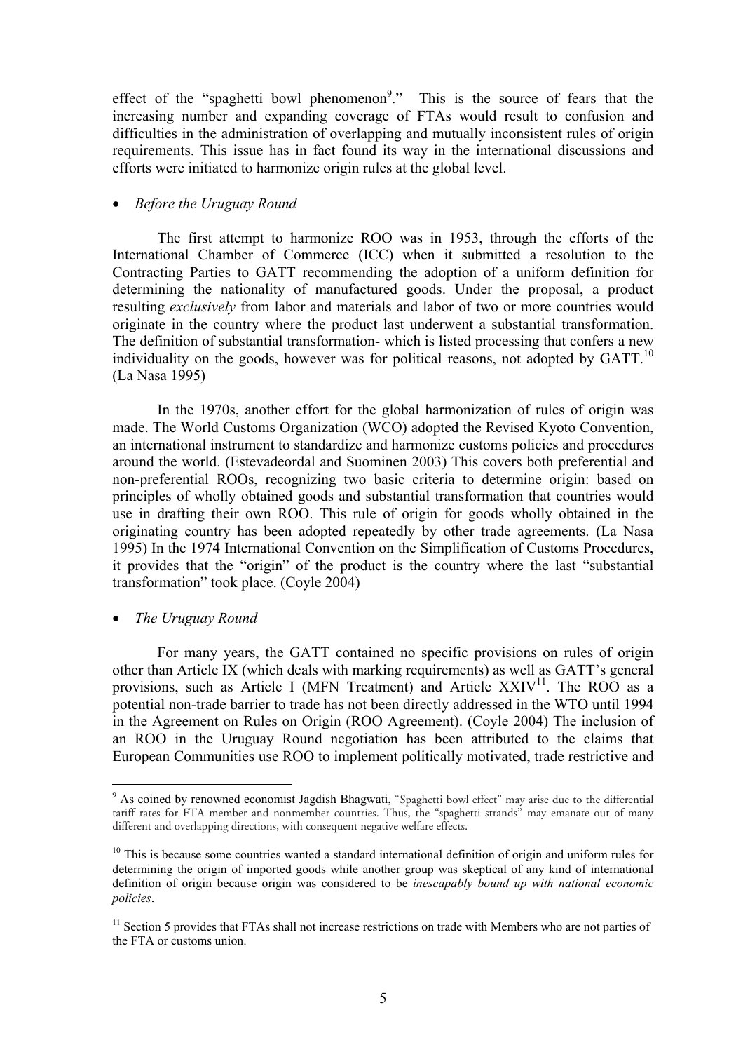effect of the "spaghetti bowl phenomenon[9]." This is the source of fears that the increasing number and expanding coverage of FTAs would result to confusion and difficulties in the administration of overlapping and mutually inconsistent rules of origin requirements. This issue has in fact found its way in the international discussions and efforts were initiated to harmonize origin rules at the global level.

- *Before the Uruguay Round*

The first attempt to harmonize ROO was in 1953, through the efforts of the International Chamber of Commerce (ICC) when it submitted a resolution to the Contracting Parties to GATT recommending the adoption of a uniform definition for determining the nationality of manufactured goods. Under the proposal, a product resulting *exclusively* from labor and materials and labor of two or more countries would originate in the country where the product last underwent a substantial transformation. The definition of substantial transformation- which is listed processing that confers a new individuality on the goods, however was for political reasons, not adopted by GATT.[10] (La Nasa 1995)

In the 1970s, another effort for the global harmonization of rules of origin was made. The World Customs Organization (WCO) adopted the Revised Kyoto Convention, an international instrument to standardize and harmonize customs policies and procedures around the world. (Estevadeordal and Suominen 2003) This covers both preferential and non-preferential ROOs, recognizing two basic criteria to determine origin: based on principles of wholly obtained goods and substantial transformation that countries would use in drafting their own ROO. This rule of origin for goods wholly obtained in the originating country has been adopted repeatedly by other trade agreements. (La Nasa 1995) In the 1974 International Convention on the Simplification of Customs Procedures, it provides that the "origin" of the product is the country where the last "substantial transformation" took place. (Coyle 2004)

- *The Uruguay Round*

For many years, the GATT contained no specific provisions on rules of origin other than Article IX (which deals with marking requirements) as well as GATT's general provisions, such as Article I (MFN Treatment) and Article XXIV[11]. The ROO as a potential non-trade barrier to trade has not been directly addressed in the WTO until 1994 in the Agreement on Rules on Origin (ROO Agreement). (Coyle 2004) The inclusion of an ROO in the Uruguay Round negotiation has been attributed to the claims that European Communities use ROO to implement politically motivated, trade restrictive and

---

[9] As coined by renowned economist Jagdish Bhagwati, "Spaghetti bowl effect" may arise due to the differential tariff rates for FTA member and nonmember countries. Thus, the "spaghetti strands" may emanate out of many different and overlapping directions, with consequent negative welfare effects.

[10] This is because some countries wanted a standard international definition of origin and uniform rules for determining the origin of imported goods while another group was skeptical of any kind of international definition of origin because origin was considered to be *inescapably bound up with national economic policies*.

[11] Section 5 provides that FTAs shall not increase restrictions on trade with Members who are not parties of the FTA or customs union.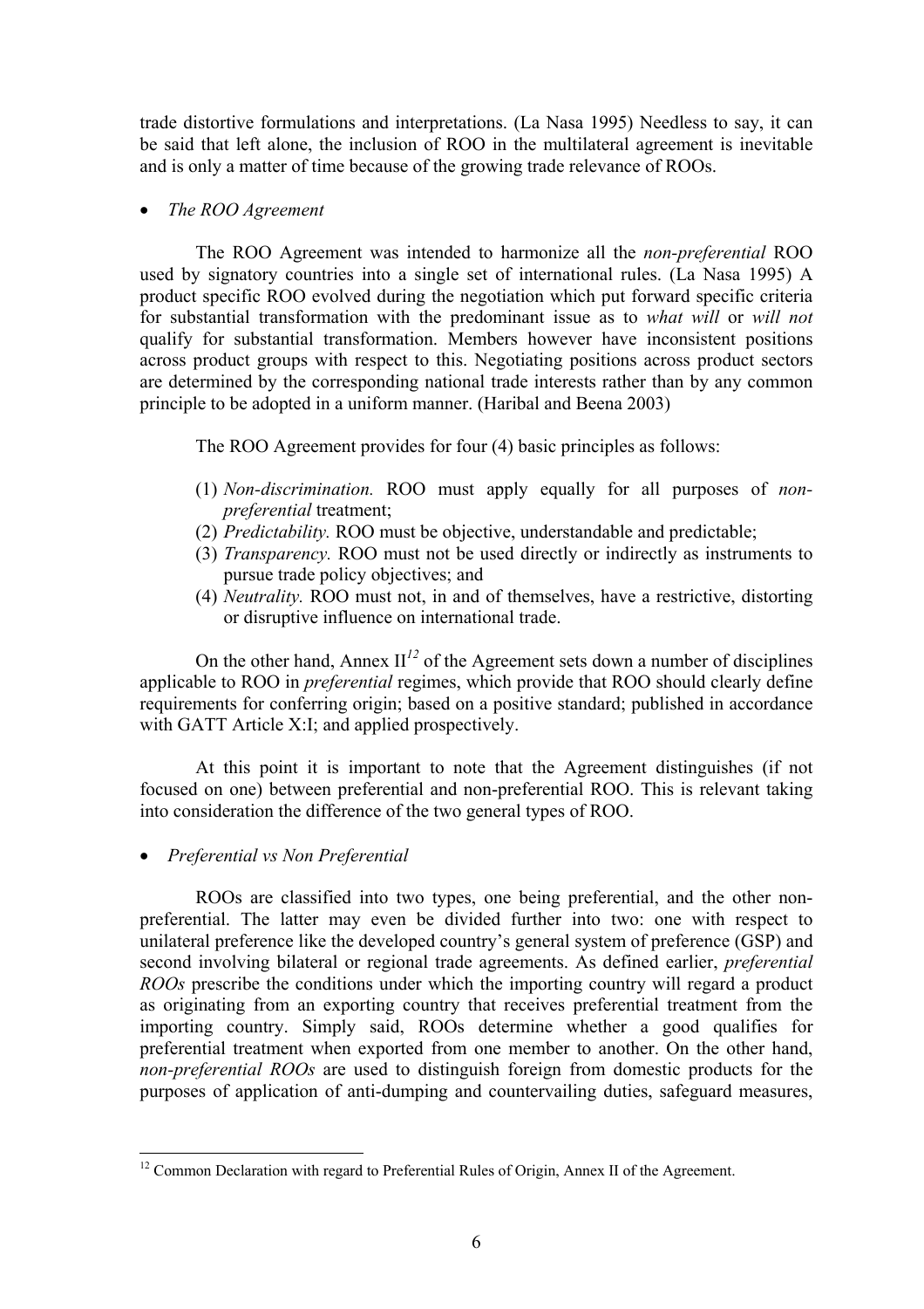trade distortive formulations and interpretations. (La Nasa 1995) Needless to say, it can be said that left alone, the inclusion of ROO in the multilateral agreement is inevitable and is only a matter of time because of the growing trade relevance of ROOs.

- *The ROO Agreement*

The ROO Agreement was intended to harmonize all the *non-preferential* ROO used by signatory countries into a single set of international rules. (La Nasa 1995) A product specific ROO evolved during the negotiation which put forward specific criteria for substantial transformation with the predominant issue as to *what will* or *will not* qualify for substantial transformation. Members however have inconsistent positions across product groups with respect to this. Negotiating positions across product sectors are determined by the corresponding national trade interests rather than by any common principle to be adopted in a uniform manner. (Haribal and Beena 2003)

The ROO Agreement provides for four (4) basic principles as follows:

(1) *Non-discrimination.* ROO must apply equally for all purposes of *non-preferential* treatment;
(2) *Predictability.* ROO must be objective, understandable and predictable;
(3) *Transparency.* ROO must not be used directly or indirectly as instruments to pursue trade policy objectives; and
(4) *Neutrality.* ROO must not, in and of themselves, have a restrictive, distorting or disruptive influence on international trade.

On the other hand, Annex II[12] of the Agreement sets down a number of disciplines applicable to ROO in *preferential* regimes, which provide that ROO should clearly define requirements for conferring origin; based on a positive standard; published in accordance with GATT Article X:I; and applied prospectively.

At this point it is important to note that the Agreement distinguishes (if not focused on one) between preferential and non-preferential ROO. This is relevant taking into consideration the difference of the two general types of ROO.

- *Preferential vs Non Preferential*

ROOs are classified into two types, one being preferential, and the other non-preferential. The latter may even be divided further into two: one with respect to unilateral preference like the developed country's general system of preference (GSP) and second involving bilateral or regional trade agreements. As defined earlier, *preferential ROOs* prescribe the conditions under which the importing country will regard a product as originating from an exporting country that receives preferential treatment from the importing country. Simply said, ROOs determine whether a good qualifies for preferential treatment when exported from one member to another. On the other hand, *non-preferential ROOs* are used to distinguish foreign from domestic products for the purposes of application of anti-dumping and countervailing duties, safeguard measures,

[12] Common Declaration with regard to Preferential Rules of Origin, Annex II of the Agreement.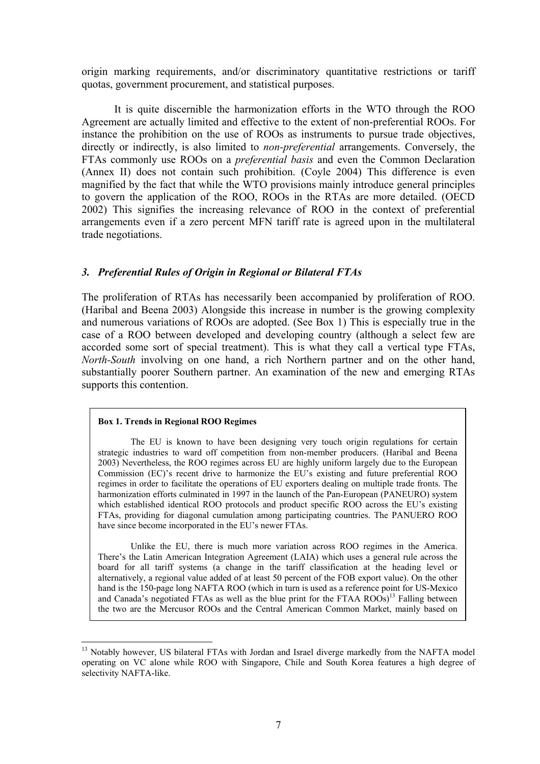origin marking requirements, and/or discriminatory quantitative restrictions or tariff quotas, government procurement, and statistical purposes.

It is quite discernible the harmonization efforts in the WTO through the ROO Agreement are actually limited and effective to the extent of non-preferential ROOs. For instance the prohibition on the use of ROOs as instruments to pursue trade objectives, directly or indirectly, is also limited to *non-preferential* arrangements. Conversely, the FTAs commonly use ROOs on a *preferential basis* and even the Common Declaration (Annex II) does not contain such prohibition. (Coyle 2004) This difference is even magnified by the fact that while the WTO provisions mainly introduce general principles to govern the application of the ROO, ROOs in the RTAs are more detailed. (OECD 2002) This signifies the increasing relevance of ROO in the context of preferential arrangements even if a zero percent MFN tariff rate is agreed upon in the multilateral trade negotiations.

### *3. Preferential Rules of Origin in Regional or Bilateral FTAs*

The proliferation of RTAs has necessarily been accompanied by proliferation of ROO. (Haribal and Beena 2003) Alongside this increase in number is the growing complexity and numerous variations of ROOs are adopted. (See Box 1) This is especially true in the case of a ROO between developed and developing country (although a select few are accorded some sort of special treatment). This is what they call a vertical type FTAs, *North-South* involving on one hand, a rich Northern partner and on the other hand, substantially poorer Southern partner. An examination of the new and emerging RTAs supports this contention.

**Box 1. Trends in Regional ROO Regimes**

The EU is known to have been designing very touch origin regulations for certain strategic industries to ward off competition from non-member producers. (Haribal and Beena 2003) Nevertheless, the ROO regimes across EU are highly uniform largely due to the European Commission (EC)'s recent drive to harmonize the EU's existing and future preferential ROO regimes in order to facilitate the operations of EU exporters dealing on multiple trade fronts. The harmonization efforts culminated in 1997 in the launch of the Pan-European (PANEURO) system which established identical ROO protocols and product specific ROO across the EU's existing FTAs, providing for diagonal cumulation among participating countries. The PANUERO ROO have since become incorporated in the EU's newer FTAs.

Unlike the EU, there is much more variation across ROO regimes in the America. There's the Latin American Integration Agreement (LAIA) which uses a general rule across the board for all tariff systems (a change in the tariff classification at the heading level or alternatively, a regional value added of at least 50 percent of the FOB export value). On the other hand is the 150-page long NAFTA ROO (which in turn is used as a reference point for US-Mexico and Canada's negotiated FTAs as well as the blue print for the FTAA ROOs)[13] Falling between the two are the Mercusor ROOs and the Central American Common Market, mainly based on

[13] Notably however, US bilateral FTAs with Jordan and Israel diverge markedly from the NAFTA model operating on VC alone while ROO with Singapore, Chile and South Korea features a high degree of selectivity NAFTA-like.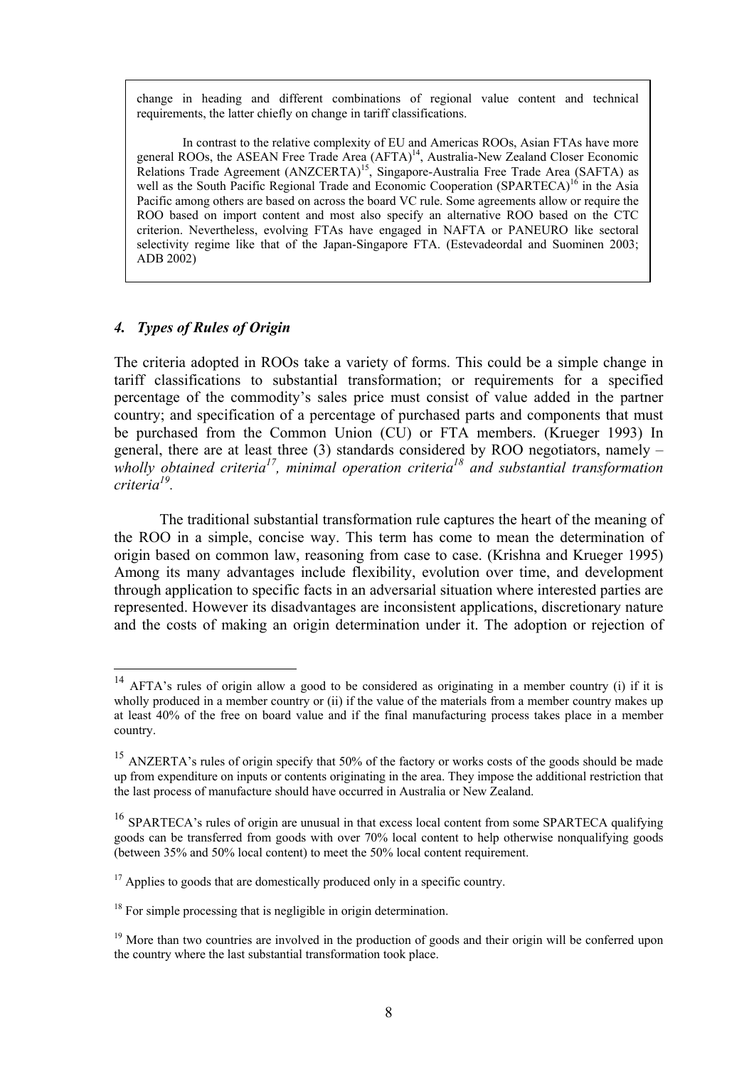change in heading and different combinations of regional value content and technical requirements, the latter chiefly on change in tariff classifications.

In contrast to the relative complexity of EU and Americas ROOs, Asian FTAs have more general ROOs, the ASEAN Free Trade Area (AFTA)[14], Australia-New Zealand Closer Economic Relations Trade Agreement (ANZCERTA)[15], Singapore-Australia Free Trade Area (SAFTA) as well as the South Pacific Regional Trade and Economic Cooperation (SPARTECA)[16] in the Asia Pacific among others are based on across the board VC rule. Some agreements allow or require the ROO based on import content and most also specify an alternative ROO based on the CTC criterion. Nevertheless, evolving FTAs have engaged in NAFTA or PANEURO like sectoral selectivity regime like that of the Japan-Singapore FTA. (Estevadeordal and Suominen 2003; ADB 2002)

### *4. Types of Rules of Origin*

The criteria adopted in ROOs take a variety of forms. This could be a simple change in tariff classifications to substantial transformation; or requirements for a specified percentage of the commodity's sales price must consist of value added in the partner country; and specification of a percentage of purchased parts and components that must be purchased from the Common Union (CU) or FTA members. (Krueger 1993) In general, there are at least three (3) standards considered by ROO negotiators, namely – *wholly obtained criteria*[17]*, minimal operation criteria*[18] *and substantial transformation criteria*[19].

The traditional substantial transformation rule captures the heart of the meaning of the ROO in a simple, concise way. This term has come to mean the determination of origin based on common law, reasoning from case to case. (Krishna and Krueger 1995) Among its many advantages include flexibility, evolution over time, and development through application to specific facts in an adversarial situation where interested parties are represented. However its disadvantages are inconsistent applications, discretionary nature and the costs of making an origin determination under it. The adoption or rejection of

---

[14] AFTA's rules of origin allow a good to be considered as originating in a member country (i) if it is wholly produced in a member country or (ii) if the value of the materials from a member country makes up at least 40% of the free on board value and if the final manufacturing process takes place in a member country.

[15] ANZERTA's rules of origin specify that 50% of the factory or works costs of the goods should be made up from expenditure on inputs or contents originating in the area. They impose the additional restriction that the last process of manufacture should have occurred in Australia or New Zealand.

[16] SPARTECA's rules of origin are unusual in that excess local content from some SPARTECA qualifying goods can be transferred from goods with over 70% local content to help otherwise nonqualifying goods (between 35% and 50% local content) to meet the 50% local content requirement.

[17] Applies to goods that are domestically produced only in a specific country.

[18] For simple processing that is negligible in origin determination.

[19] More than two countries are involved in the production of goods and their origin will be conferred upon the country where the last substantial transformation took place.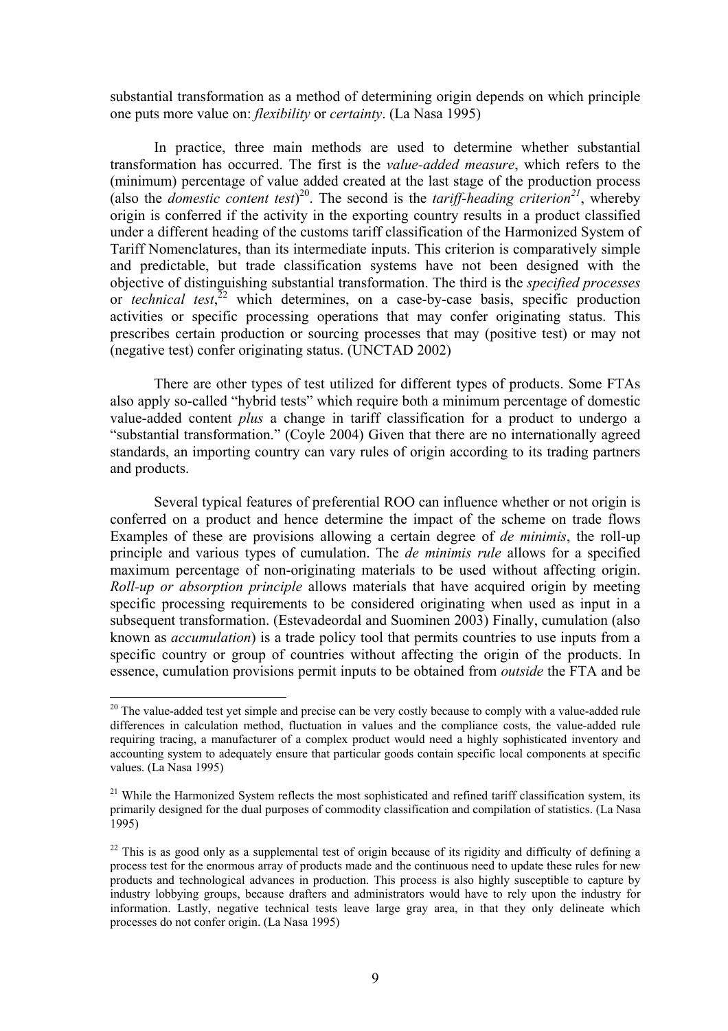substantial transformation as a method of determining origin depends on which principle one puts more value on: *flexibility* or *certainty*. (La Nasa 1995)

In practice, three main methods are used to determine whether substantial transformation has occurred. The first is the *value-added measure*, which refers to the (minimum) percentage of value added created at the last stage of the production process (also the *domestic content test*)[20]. The second is the *tariff-heading criterion*[21], whereby origin is conferred if the activity in the exporting country results in a product classified under a different heading of the customs tariff classification of the Harmonized System of Tariff Nomenclatures, than its intermediate inputs. This criterion is comparatively simple and predictable, but trade classification systems have not been designed with the objective of distinguishing substantial transformation. The third is the *specified processes* or *technical test*,[22] which determines, on a case-by-case basis, specific production activities or specific processing operations that may confer originating status. This prescribes certain production or sourcing processes that may (positive test) or may not (negative test) confer originating status. (UNCTAD 2002)

There are other types of test utilized for different types of products. Some FTAs also apply so-called "hybrid tests" which require both a minimum percentage of domestic value-added content *plus* a change in tariff classification for a product to undergo a "substantial transformation." (Coyle 2004) Given that there are no internationally agreed standards, an importing country can vary rules of origin according to its trading partners and products.

Several typical features of preferential ROO can influence whether or not origin is conferred on a product and hence determine the impact of the scheme on trade flows Examples of these are provisions allowing a certain degree of *de minimis*, the roll-up principle and various types of cumulation. The *de minimis rule* allows for a specified maximum percentage of non-originating materials to be used without affecting origin. *Roll-up or absorption principle* allows materials that have acquired origin by meeting specific processing requirements to be considered originating when used as input in a subsequent transformation. (Estevadeordal and Suominen 2003) Finally, cumulation (also known as *accumulation*) is a trade policy tool that permits countries to use inputs from a specific country or group of countries without affecting the origin of the products. In essence, cumulation provisions permit inputs to be obtained from *outside* the FTA and be

---

[20] The value-added test yet simple and precise can be very costly because to comply with a value-added rule differences in calculation method, fluctuation in values and the compliance costs, the value-added rule requiring tracing, a manufacturer of a complex product would need a highly sophisticated inventory and accounting system to adequately ensure that particular goods contain specific local components at specific values. (La Nasa 1995)

[21] While the Harmonized System reflects the most sophisticated and refined tariff classification system, its primarily designed for the dual purposes of commodity classification and compilation of statistics. (La Nasa 1995)

[22] This is as good only as a supplemental test of origin because of its rigidity and difficulty of defining a process test for the enormous array of products made and the continuous need to update these rules for new products and technological advances in production. This process is also highly susceptible to capture by industry lobbying groups, because drafters and administrators would have to rely upon the industry for information. Lastly, negative technical tests leave large gray area, in that they only delineate which processes do not confer origin. (La Nasa 1995)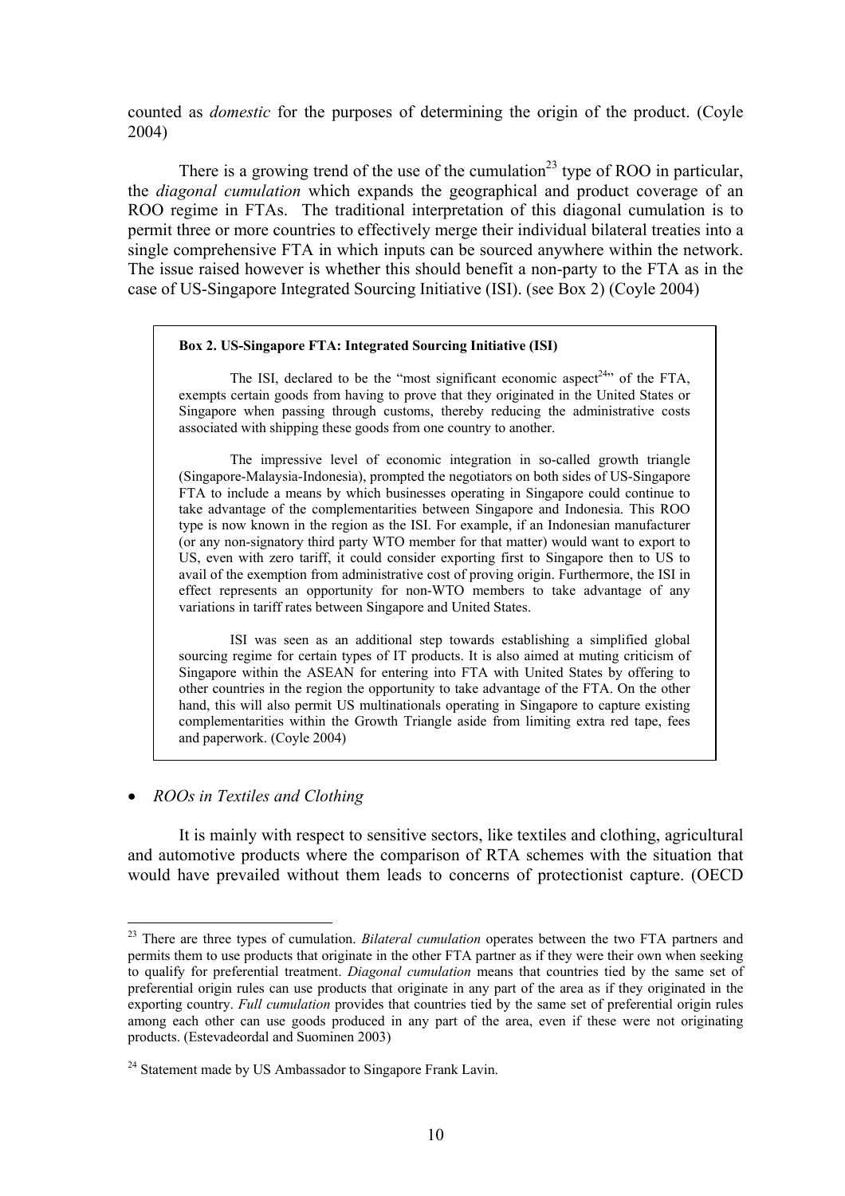counted as *domestic* for the purposes of determining the origin of the product. (Coyle 2004)

There is a growing trend of the use of the cumulation[23] type of ROO in particular, the *diagonal cumulation* which expands the geographical and product coverage of an ROO regime in FTAs. The traditional interpretation of this diagonal cumulation is to permit three or more countries to effectively merge their individual bilateral treaties into a single comprehensive FTA in which inputs can be sourced anywhere within the network. The issue raised however is whether this should benefit a non-party to the FTA as in the case of US-Singapore Integrated Sourcing Initiative (ISI). (see Box 2) (Coyle 2004)

> **Box 2. US-Singapore FTA: Integrated Sourcing Initiative (ISI)**
>
> The ISI, declared to be the "most significant economic aspect[24]" of the FTA, exempts certain goods from having to prove that they originated in the United States or Singapore when passing through customs, thereby reducing the administrative costs associated with shipping these goods from one country to another.
>
> The impressive level of economic integration in so-called growth triangle (Singapore-Malaysia-Indonesia), prompted the negotiators on both sides of US-Singapore FTA to include a means by which businesses operating in Singapore could continue to take advantage of the complementarities between Singapore and Indonesia. This ROO type is now known in the region as the ISI. For example, if an Indonesian manufacturer (or any non-signatory third party WTO member for that matter) would want to export to US, even with zero tariff, it could consider exporting first to Singapore then to US to avail of the exemption from administrative cost of proving origin. Furthermore, the ISI in effect represents an opportunity for non-WTO members to take advantage of any variations in tariff rates between Singapore and United States.
>
> ISI was seen as an additional step towards establishing a simplified global sourcing regime for certain types of IT products. It is also aimed at muting criticism of Singapore within the ASEAN for entering into FTA with United States by offering to other countries in the region the opportunity to take advantage of the FTA. On the other hand, this will also permit US multinationals operating in Singapore to capture existing complementarities within the Growth Triangle aside from limiting extra red tape, fees and paperwork. (Coyle 2004)

- *ROOs in Textiles and Clothing*

It is mainly with respect to sensitive sectors, like textiles and clothing, agricultural and automotive products where the comparison of RTA schemes with the situation that would have prevailed without them leads to concerns of protectionist capture. (OECD

---

[23] There are three types of cumulation. *Bilateral cumulation* operates between the two FTA partners and permits them to use products that originate in the other FTA partner as if they were their own when seeking to qualify for preferential treatment. *Diagonal cumulation* means that countries tied by the same set of preferential origin rules can use products that originate in any part of the area as if they originated in the exporting country. *Full cumulation* provides that countries tied by the same set of preferential origin rules among each other can use goods produced in any part of the area, even if these were not originating products. (Estevadeordal and Suominen 2003)

[24] Statement made by US Ambassador to Singapore Frank Lavin.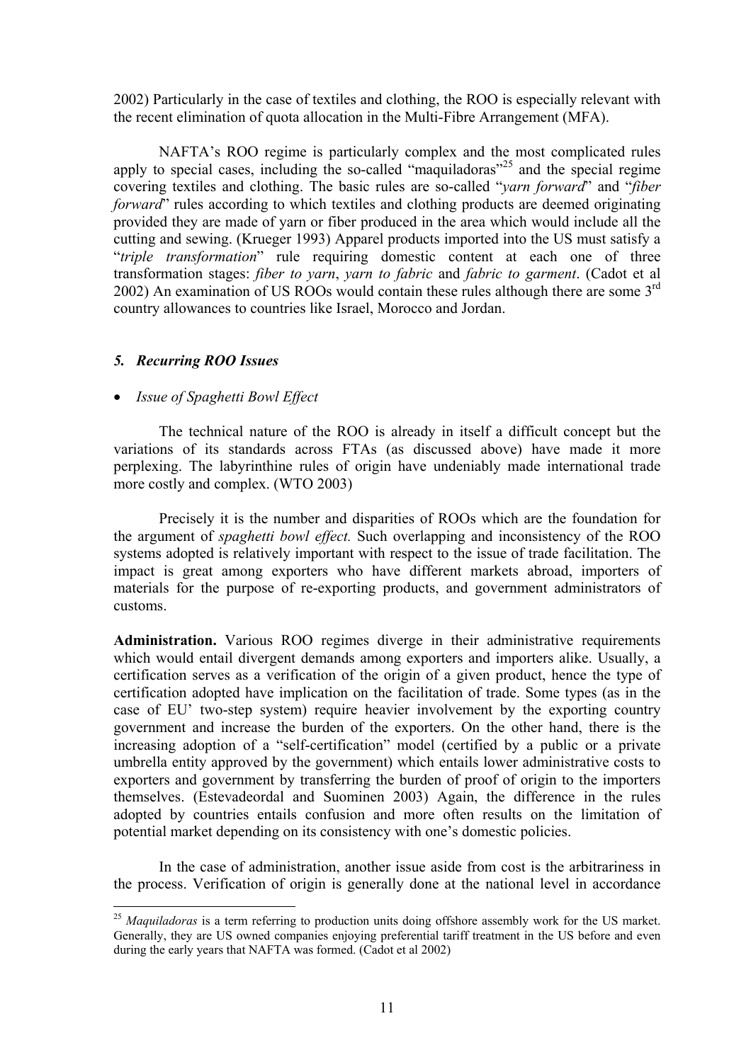2002) Particularly in the case of textiles and clothing, the ROO is especially relevant with the recent elimination of quota allocation in the Multi-Fibre Arrangement (MFA).

NAFTA's ROO regime is particularly complex and the most complicated rules apply to special cases, including the so-called "maquiladoras"[25] and the special regime covering textiles and clothing. The basic rules are so-called "*yarn forward*" and "*fiber forward*" rules according to which textiles and clothing products are deemed originating provided they are made of yarn or fiber produced in the area which would include all the cutting and sewing. (Krueger 1993) Apparel products imported into the US must satisfy a "*triple transformation*" rule requiring domestic content at each one of three transformation stages: *fiber to yarn*, *yarn to fabric* and *fabric to garment*. (Cadot et al 2002) An examination of US ROOs would contain these rules although there are some 3rd country allowances to countries like Israel, Morocco and Jordan.

### *5. Recurring ROO Issues*

- *Issue of Spaghetti Bowl Effect*

The technical nature of the ROO is already in itself a difficult concept but the variations of its standards across FTAs (as discussed above) have made it more perplexing. The labyrinthine rules of origin have undeniably made international trade more costly and complex. (WTO 2003)

Precisely it is the number and disparities of ROOs which are the foundation for the argument of *spaghetti bowl effect.* Such overlapping and inconsistency of the ROO systems adopted is relatively important with respect to the issue of trade facilitation. The impact is great among exporters who have different markets abroad, importers of materials for the purpose of re-exporting products, and government administrators of customs.

**Administration.** Various ROO regimes diverge in their administrative requirements which would entail divergent demands among exporters and importers alike. Usually, a certification serves as a verification of the origin of a given product, hence the type of certification adopted have implication on the facilitation of trade. Some types (as in the case of EU' two-step system) require heavier involvement by the exporting country government and increase the burden of the exporters. On the other hand, there is the increasing adoption of a "self-certification" model (certified by a public or a private umbrella entity approved by the government) which entails lower administrative costs to exporters and government by transferring the burden of proof of origin to the importers themselves. (Estevadeordal and Suominen 2003) Again, the difference in the rules adopted by countries entails confusion and more often results on the limitation of potential market depending on its consistency with one's domestic policies.

In the case of administration, another issue aside from cost is the arbitrariness in the process. Verification of origin is generally done at the national level in accordance

---

[25] *Maquiladoras* is a term referring to production units doing offshore assembly work for the US market. Generally, they are US owned companies enjoying preferential tariff treatment in the US before and even during the early years that NAFTA was formed. (Cadot et al 2002)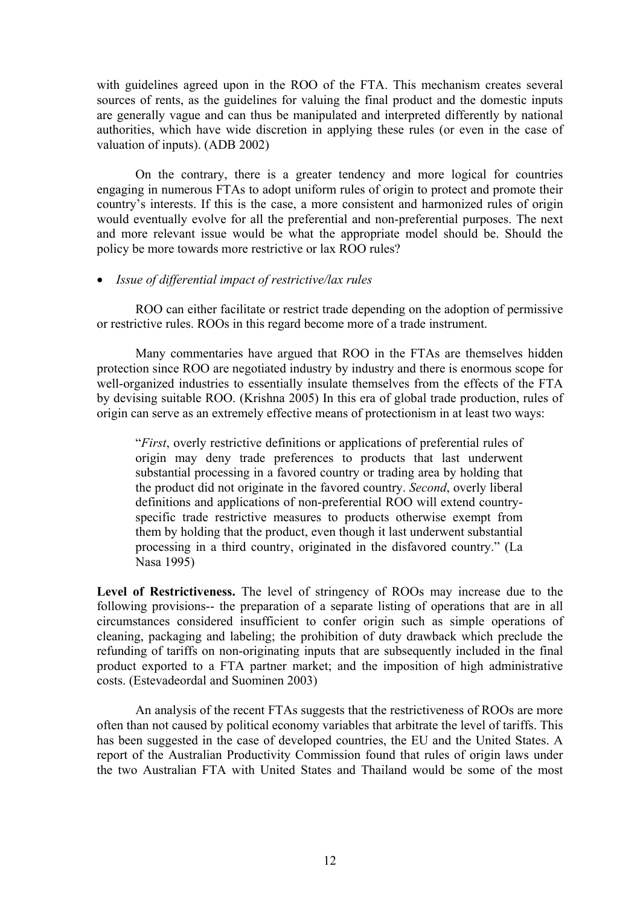with guidelines agreed upon in the ROO of the FTA. This mechanism creates several sources of rents, as the guidelines for valuing the final product and the domestic inputs are generally vague and can thus be manipulated and interpreted differently by national authorities, which have wide discretion in applying these rules (or even in the case of valuation of inputs). (ADB 2002)

On the contrary, there is a greater tendency and more logical for countries engaging in numerous FTAs to adopt uniform rules of origin to protect and promote their country's interests. If this is the case, a more consistent and harmonized rules of origin would eventually evolve for all the preferential and non-preferential purposes. The next and more relevant issue would be what the appropriate model should be. Should the policy be more towards more restrictive or lax ROO rules?

- *Issue of differential impact of restrictive/lax rules*

ROO can either facilitate or restrict trade depending on the adoption of permissive or restrictive rules. ROOs in this regard become more of a trade instrument.

Many commentaries have argued that ROO in the FTAs are themselves hidden protection since ROO are negotiated industry by industry and there is enormous scope for well-organized industries to essentially insulate themselves from the effects of the FTA by devising suitable ROO. (Krishna 2005) In this era of global trade production, rules of origin can serve as an extremely effective means of protectionism in at least two ways:

> "*First*, overly restrictive definitions or applications of preferential rules of origin may deny trade preferences to products that last underwent substantial processing in a favored country or trading area by holding that the product did not originate in the favored country. *Second*, overly liberal definitions and applications of non-preferential ROO will extend country-specific trade restrictive measures to products otherwise exempt from them by holding that the product, even though it last underwent substantial processing in a third country, originated in the disfavored country." (La Nasa 1995)

**Level of Restrictiveness.** The level of stringency of ROOs may increase due to the following provisions-- the preparation of a separate listing of operations that are in all circumstances considered insufficient to confer origin such as simple operations of cleaning, packaging and labeling; the prohibition of duty drawback which preclude the refunding of tariffs on non-originating inputs that are subsequently included in the final product exported to a FTA partner market; and the imposition of high administrative costs. (Estevadeordal and Suominen 2003)

An analysis of the recent FTAs suggests that the restrictiveness of ROOs are more often than not caused by political economy variables that arbitrate the level of tariffs. This has been suggested in the case of developed countries, the EU and the United States. A report of the Australian Productivity Commission found that rules of origin laws under the two Australian FTA with United States and Thailand would be some of the most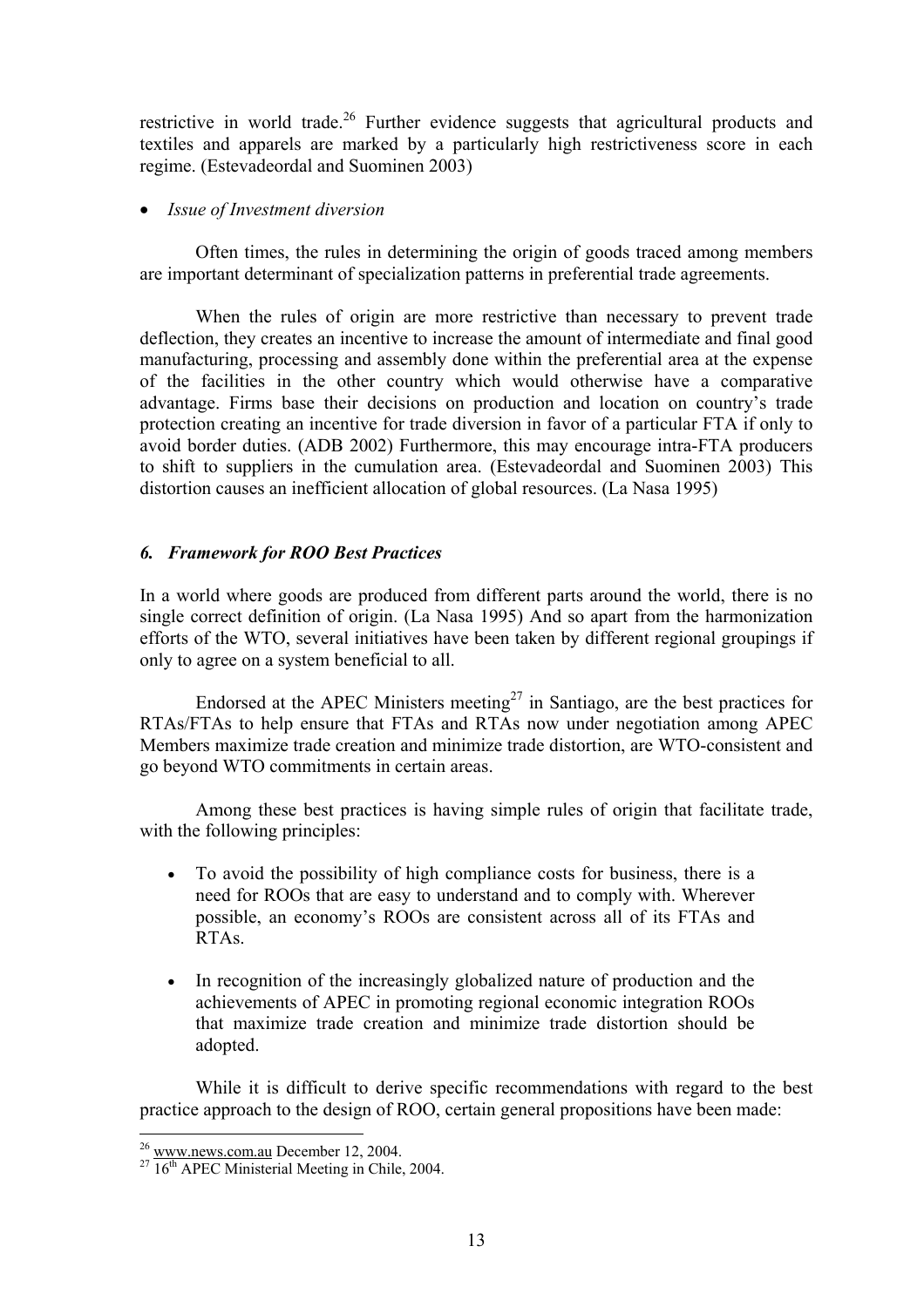restrictive in world trade.[26] Further evidence suggests that agricultural products and textiles and apparels are marked by a particularly high restrictiveness score in each regime. (Estevadeordal and Suominen 2003)

- *Issue of Investment diversion*

Often times, the rules in determining the origin of goods traced among members are important determinant of specialization patterns in preferential trade agreements.

When the rules of origin are more restrictive than necessary to prevent trade deflection, they creates an incentive to increase the amount of intermediate and final good manufacturing, processing and assembly done within the preferential area at the expense of the facilities in the other country which would otherwise have a comparative advantage. Firms base their decisions on production and location on country's trade protection creating an incentive for trade diversion in favor of a particular FTA if only to avoid border duties. (ADB 2002) Furthermore, this may encourage intra-FTA producers to shift to suppliers in the cumulation area. (Estevadeordal and Suominen 2003) This distortion causes an inefficient allocation of global resources. (La Nasa 1995)

### *6. Framework for ROO Best Practices*

In a world where goods are produced from different parts around the world, there is no single correct definition of origin. (La Nasa 1995) And so apart from the harmonization efforts of the WTO, several initiatives have been taken by different regional groupings if only to agree on a system beneficial to all.

Endorsed at the APEC Ministers meeting[27] in Santiago, are the best practices for RTAs/FTAs to help ensure that FTAs and RTAs now under negotiation among APEC Members maximize trade creation and minimize trade distortion, are WTO-consistent and go beyond WTO commitments in certain areas.

Among these best practices is having simple rules of origin that facilitate trade, with the following principles:

- To avoid the possibility of high compliance costs for business, there is a need for ROOs that are easy to understand and to comply with. Wherever possible, an economy's ROOs are consistent across all of its FTAs and RTAs.
- In recognition of the increasingly globalized nature of production and the achievements of APEC in promoting regional economic integration ROOs that maximize trade creation and minimize trade distortion should be adopted.

While it is difficult to derive specific recommendations with regard to the best practice approach to the design of ROO, certain general propositions have been made:

---

[26] www.news.com.au December 12, 2004.

[27] 16th APEC Ministerial Meeting in Chile, 2004.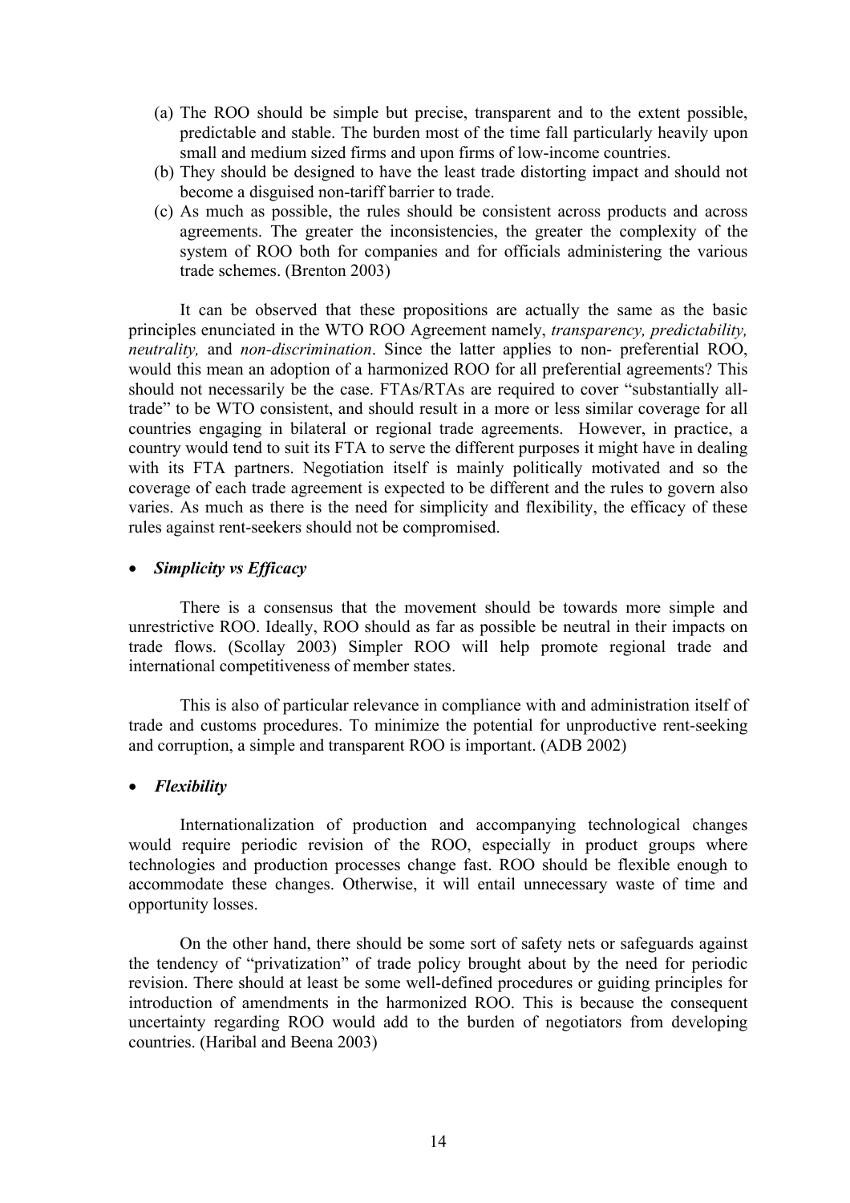(a) The ROO should be simple but precise, transparent and to the extent possible, predictable and stable. The burden most of the time fall particularly heavily upon small and medium sized firms and upon firms of low-income countries.
(b) They should be designed to have the least trade distorting impact and should not become a disguised non-tariff barrier to trade.
(c) As much as possible, the rules should be consistent across products and across agreements. The greater the inconsistencies, the greater the complexity of the system of ROO both for companies and for officials administering the various trade schemes. (Brenton 2003)

It can be observed that these propositions are actually the same as the basic principles enunciated in the WTO ROO Agreement namely, *transparency, predictability, neutrality,* and *non-discrimination*. Since the latter applies to non- preferential ROO, would this mean an adoption of a harmonized ROO for all preferential agreements? This should not necessarily be the case. FTAs/RTAs are required to cover "substantially all-trade" to be WTO consistent, and should result in a more or less similar coverage for all countries engaging in bilateral or regional trade agreements. However, in practice, a country would tend to suit its FTA to serve the different purposes it might have in dealing with its FTA partners. Negotiation itself is mainly politically motivated and so the coverage of each trade agreement is expected to be different and the rules to govern also varies. As much as there is the need for simplicity and flexibility, the efficacy of these rules against rent-seekers should not be compromised.

- ***Simplicity vs Efficacy***

There is a consensus that the movement should be towards more simple and unrestrictive ROO. Ideally, ROO should as far as possible be neutral in their impacts on trade flows. (Scollay 2003) Simpler ROO will help promote regional trade and international competitiveness of member states.

This is also of particular relevance in compliance with and administration itself of trade and customs procedures. To minimize the potential for unproductive rent-seeking and corruption, a simple and transparent ROO is important. (ADB 2002)

- ***Flexibility***

Internationalization of production and accompanying technological changes would require periodic revision of the ROO, especially in product groups where technologies and production processes change fast. ROO should be flexible enough to accommodate these changes. Otherwise, it will entail unnecessary waste of time and opportunity losses.

On the other hand, there should be some sort of safety nets or safeguards against the tendency of "privatization" of trade policy brought about by the need for periodic revision. There should at least be some well-defined procedures or guiding principles for introduction of amendments in the harmonized ROO. This is because the consequent uncertainty regarding ROO would add to the burden of negotiators from developing countries. (Haribal and Beena 2003)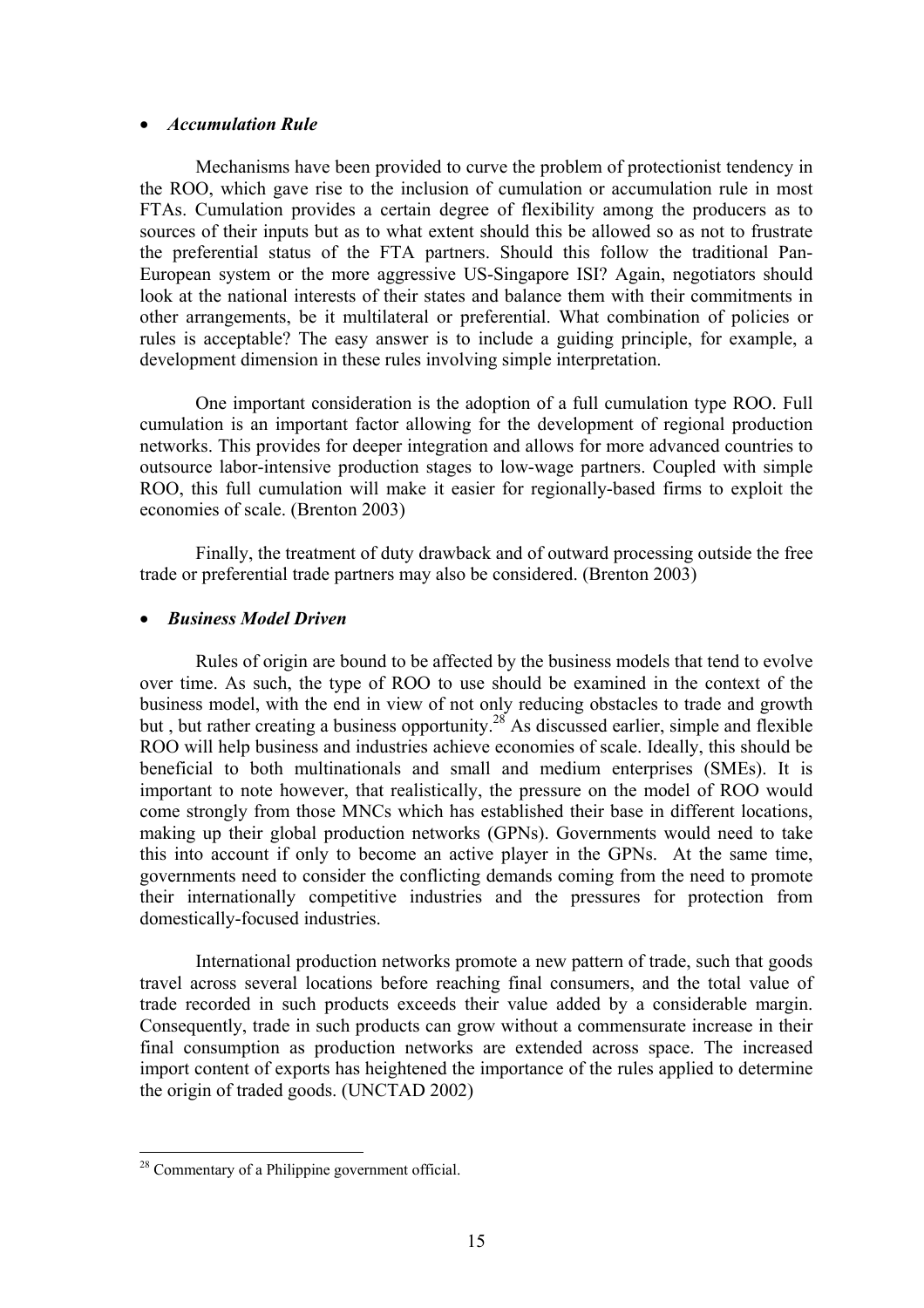- ***Accumulation Rule***

Mechanisms have been provided to curve the problem of protectionist tendency in the ROO, which gave rise to the inclusion of cumulation or accumulation rule in most FTAs. Cumulation provides a certain degree of flexibility among the producers as to sources of their inputs but as to what extent should this be allowed so as not to frustrate the preferential status of the FTA partners. Should this follow the traditional Pan-European system or the more aggressive US-Singapore ISI? Again, negotiators should look at the national interests of their states and balance them with their commitments in other arrangements, be it multilateral or preferential. What combination of policies or rules is acceptable? The easy answer is to include a guiding principle, for example, a development dimension in these rules involving simple interpretation.

One important consideration is the adoption of a full cumulation type ROO. Full cumulation is an important factor allowing for the development of regional production networks. This provides for deeper integration and allows for more advanced countries to outsource labor-intensive production stages to low-wage partners. Coupled with simple ROO, this full cumulation will make it easier for regionally-based firms to exploit the economies of scale. (Brenton 2003)

Finally, the treatment of duty drawback and of outward processing outside the free trade or preferential trade partners may also be considered. (Brenton 2003)

- ***Business Model Driven***

Rules of origin are bound to be affected by the business models that tend to evolve over time. As such, the type of ROO to use should be examined in the context of the business model, with the end in view of not only reducing obstacles to trade and growth but , but rather creating a business opportunity.[28] As discussed earlier, simple and flexible ROO will help business and industries achieve economies of scale. Ideally, this should be beneficial to both multinationals and small and medium enterprises (SMEs). It is important to note however, that realistically, the pressure on the model of ROO would come strongly from those MNCs which has established their base in different locations, making up their global production networks (GPNs). Governments would need to take this into account if only to become an active player in the GPNs. At the same time, governments need to consider the conflicting demands coming from the need to promote their internationally competitive industries and the pressures for protection from domestically-focused industries.

International production networks promote a new pattern of trade, such that goods travel across several locations before reaching final consumers, and the total value of trade recorded in such products exceeds their value added by a considerable margin. Consequently, trade in such products can grow without a commensurate increase in their final consumption as production networks are extended across space. The increased import content of exports has heightened the importance of the rules applied to determine the origin of traded goods. (UNCTAD 2002)

---

[28] Commentary of a Philippine government official.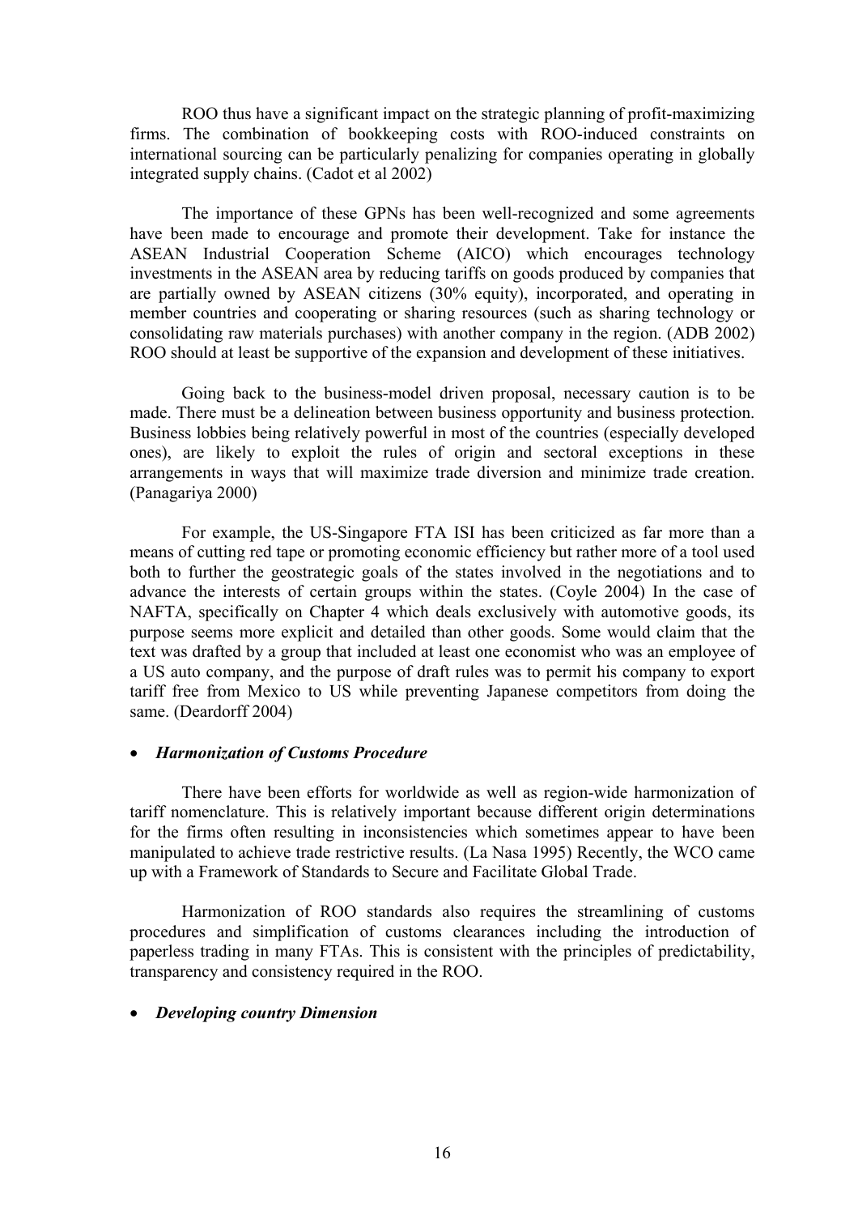ROO thus have a significant impact on the strategic planning of profit-maximizing firms. The combination of bookkeeping costs with ROO-induced constraints on international sourcing can be particularly penalizing for companies operating in globally integrated supply chains. (Cadot et al 2002)

The importance of these GPNs has been well-recognized and some agreements have been made to encourage and promote their development. Take for instance the ASEAN Industrial Cooperation Scheme (AICO) which encourages technology investments in the ASEAN area by reducing tariffs on goods produced by companies that are partially owned by ASEAN citizens (30% equity), incorporated, and operating in member countries and cooperating or sharing resources (such as sharing technology or consolidating raw materials purchases) with another company in the region. (ADB 2002) ROO should at least be supportive of the expansion and development of these initiatives.

Going back to the business-model driven proposal, necessary caution is to be made. There must be a delineation between business opportunity and business protection. Business lobbies being relatively powerful in most of the countries (especially developed ones), are likely to exploit the rules of origin and sectoral exceptions in these arrangements in ways that will maximize trade diversion and minimize trade creation. (Panagariya 2000)

For example, the US-Singapore FTA ISI has been criticized as far more than a means of cutting red tape or promoting economic efficiency but rather more of a tool used both to further the geostrategic goals of the states involved in the negotiations and to advance the interests of certain groups within the states. (Coyle 2004) In the case of NAFTA, specifically on Chapter 4 which deals exclusively with automotive goods, its purpose seems more explicit and detailed than other goods. Some would claim that the text was drafted by a group that included at least one economist who was an employee of a US auto company, and the purpose of draft rules was to permit his company to export tariff free from Mexico to US while preventing Japanese competitors from doing the same. (Deardorff 2004)

- ***Harmonization of Customs Procedure***

There have been efforts for worldwide as well as region-wide harmonization of tariff nomenclature. This is relatively important because different origin determinations for the firms often resulting in inconsistencies which sometimes appear to have been manipulated to achieve trade restrictive results. (La Nasa 1995) Recently, the WCO came up with a Framework of Standards to Secure and Facilitate Global Trade.

Harmonization of ROO standards also requires the streamlining of customs procedures and simplification of customs clearances including the introduction of paperless trading in many FTAs. This is consistent with the principles of predictability, transparency and consistency required in the ROO.

- ***Developing country Dimension***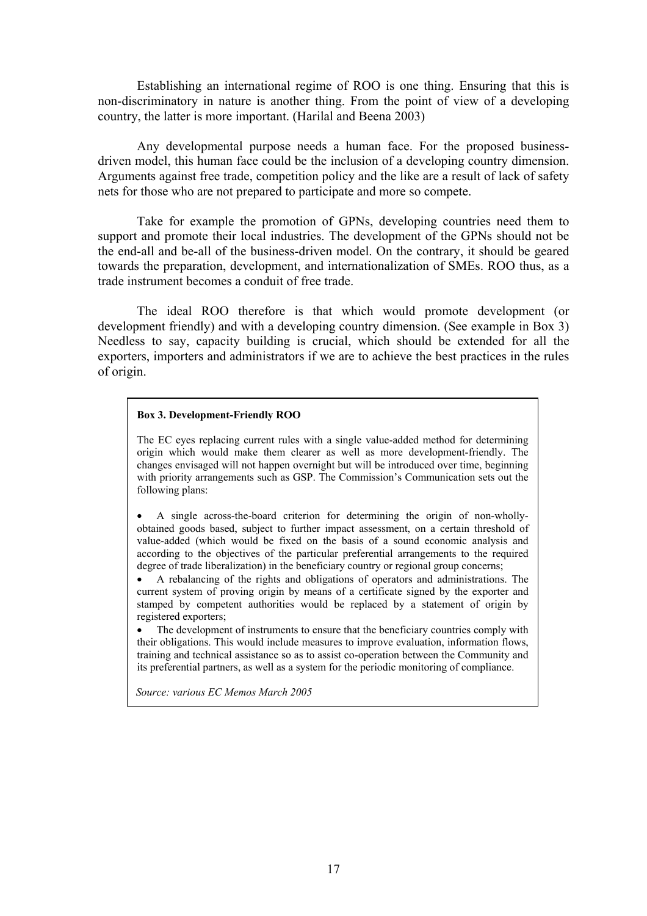Establishing an international regime of ROO is one thing. Ensuring that this is non-discriminatory in nature is another thing. From the point of view of a developing country, the latter is more important. (Harilal and Beena 2003)

Any developmental purpose needs a human face. For the proposed business-driven model, this human face could be the inclusion of a developing country dimension. Arguments against free trade, competition policy and the like are a result of lack of safety nets for those who are not prepared to participate and more so compete.

Take for example the promotion of GPNs, developing countries need them to support and promote their local industries. The development of the GPNs should not be the end-all and be-all of the business-driven model. On the contrary, it should be geared towards the preparation, development, and internationalization of SMEs. ROO thus, as a trade instrument becomes a conduit of free trade.

The ideal ROO therefore is that which would promote development (or development friendly) and with a developing country dimension. (See example in Box 3) Needless to say, capacity building is crucial, which should be extended for all the exporters, importers and administrators if we are to achieve the best practices in the rules of origin.

**Box 3. Development-Friendly ROO**

The EC eyes replacing current rules with a single value-added method for determining origin which would make them clearer as well as more development-friendly. The changes envisaged will not happen overnight but will be introduced over time, beginning with priority arrangements such as GSP. The Commission's Communication sets out the following plans:

- A single across-the-board criterion for determining the origin of non-wholly-obtained goods based, subject to further impact assessment, on a certain threshold of value-added (which would be fixed on the basis of a sound economic analysis and according to the objectives of the particular preferential arrangements to the required degree of trade liberalization) in the beneficiary country or regional group concerns;
- A rebalancing of the rights and obligations of operators and administrations. The current system of proving origin by means of a certificate signed by the exporter and stamped by competent authorities would be replaced by a statement of origin by registered exporters;
- The development of instruments to ensure that the beneficiary countries comply with their obligations. This would include measures to improve evaluation, information flows, training and technical assistance so as to assist co-operation between the Community and its preferential partners, as well as a system for the periodic monitoring of compliance.

*Source: various EC Memos March 2005*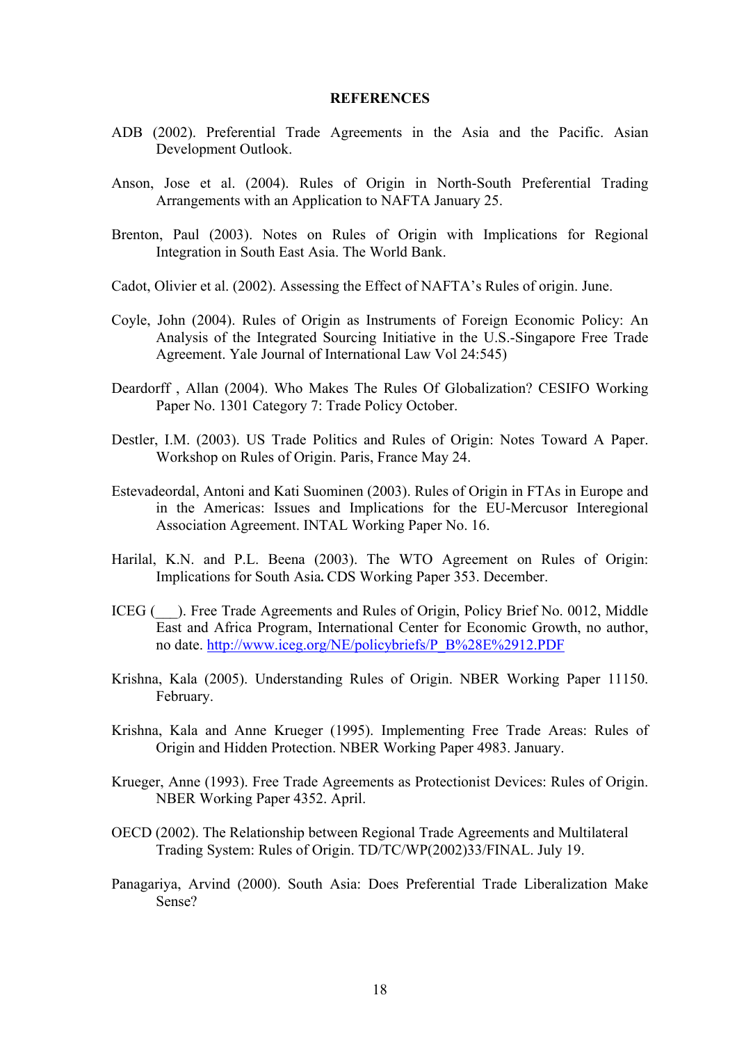## REFERENCES

ADB (2002). Preferential Trade Agreements in the Asia and the Pacific. Asian Development Outlook.

Anson, Jose et al. (2004). Rules of Origin in North-South Preferential Trading Arrangements with an Application to NAFTA January 25.

Brenton, Paul (2003). Notes on Rules of Origin with Implications for Regional Integration in South East Asia. The World Bank.

Cadot, Olivier et al. (2002). Assessing the Effect of NAFTA's Rules of origin. June.

Coyle, John (2004). Rules of Origin as Instruments of Foreign Economic Policy: An Analysis of the Integrated Sourcing Initiative in the U.S.-Singapore Free Trade Agreement. Yale Journal of International Law Vol 24:545)

Deardorff , Allan (2004). Who Makes The Rules Of Globalization? CESIFO Working Paper No. 1301 Category 7: Trade Policy October.

Destler, I.M. (2003). US Trade Politics and Rules of Origin: Notes Toward A Paper. Workshop on Rules of Origin. Paris, France May 24.

Estevadeordal, Antoni and Kati Suominen (2003). Rules of Origin in FTAs in Europe and in the Americas: Issues and Implications for the EU-Mercusor Interegional Association Agreement. INTAL Working Paper No. 16.

Harilal, K.N. and P.L. Beena (2003). The WTO Agreement on Rules of Origin: Implications for South Asia**.** CDS Working Paper 353. December.

ICEG (___). Free Trade Agreements and Rules of Origin, Policy Brief No. 0012, Middle East and Africa Program, International Center for Economic Growth, no author, no date. http://www.iceg.org/NE/policybriefs/P_B%28E%2912.PDF

Krishna, Kala (2005). Understanding Rules of Origin. NBER Working Paper 11150. February.

Krishna, Kala and Anne Krueger (1995). Implementing Free Trade Areas: Rules of Origin and Hidden Protection. NBER Working Paper 4983. January.

Krueger, Anne (1993). Free Trade Agreements as Protectionist Devices: Rules of Origin. NBER Working Paper 4352. April.

OECD (2002). The Relationship between Regional Trade Agreements and Multilateral Trading System: Rules of Origin. TD/TC/WP(2002)33/FINAL. July 19.

Panagariya, Arvind (2000). South Asia: Does Preferential Trade Liberalization Make Sense?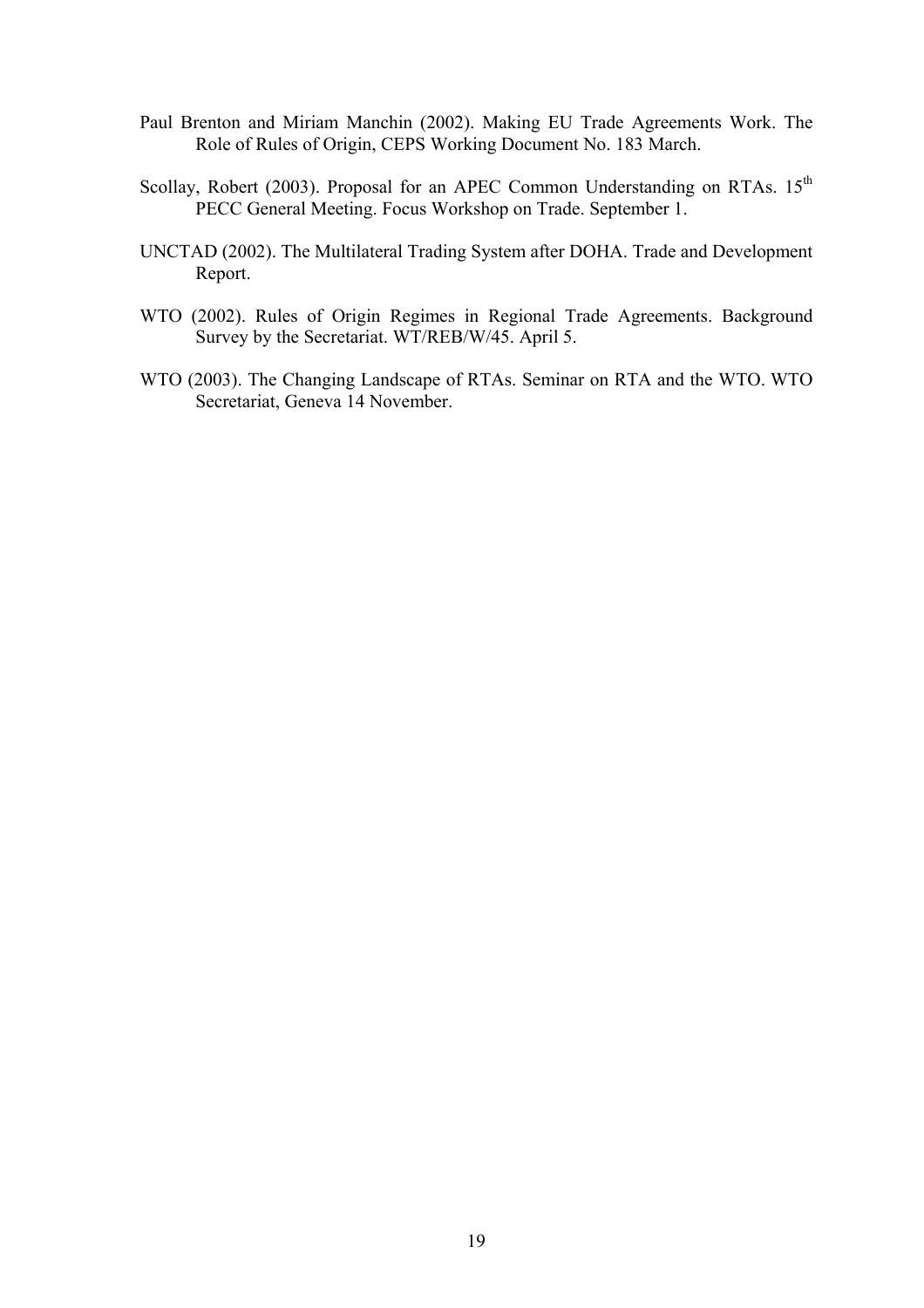Paul Brenton and Miriam Manchin (2002). Making EU Trade Agreements Work. The Role of Rules of Origin, CEPS Working Document No. 183 March.

Scollay, Robert (2003). Proposal for an APEC Common Understanding on RTAs. 15th PECC General Meeting. Focus Workshop on Trade. September 1.

UNCTAD (2002). The Multilateral Trading System after DOHA. Trade and Development Report.

WTO (2002). Rules of Origin Regimes in Regional Trade Agreements. Background Survey by the Secretariat. WT/REB/W/45. April 5.

WTO (2003). The Changing Landscape of RTAs. Seminar on RTA and the WTO. WTO Secretariat, Geneva 14 November.